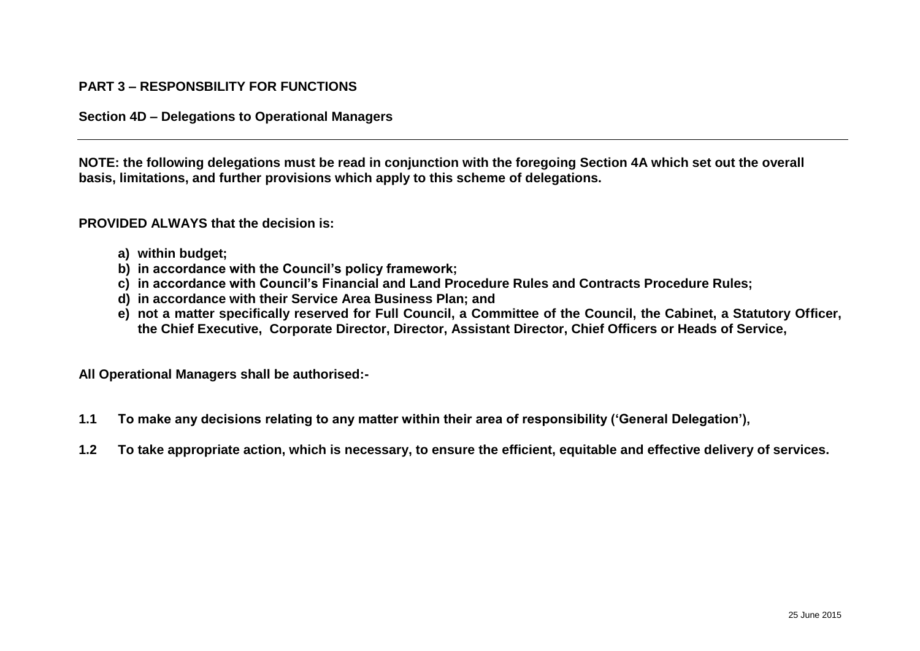**PART 3 – RESPONSBILITY FOR FUNCTIONS**

**Section 4D – Delegations to Operational Managers**

---

**NOTE: the following delegations must be read in conjunction with the foregoing Section 4A which set out the overall basis, limitations, and further provisions which apply to this scheme of delegations.**

**PROVIDED ALWAYS that the decision is:**

- **a) within budget;**
- **b) in accordance with the Council's policy framework;**
- **c) in accordance with Council's Financial and Land Procedure Rules and Contracts Procedure Rules;**
- **d) in accordance with their Service Area Business Plan; and**
- **e) not a matter specifically reserved for Full Council, a Committee of the Council, the Cabinet, a Statutory Officer, the Chief Executive, Corporate Director, Director, Assistant Director, Chief Officers or Heads of Service,**

**All Operational Managers shall be authorised:-**

**1.1 To make any decisions relating to any matter within their area of responsibility ('General Delegation'),**

**1.2 To take appropriate action, which is necessary, to ensure the efficient, equitable and effective delivery of services.**

25 June 2015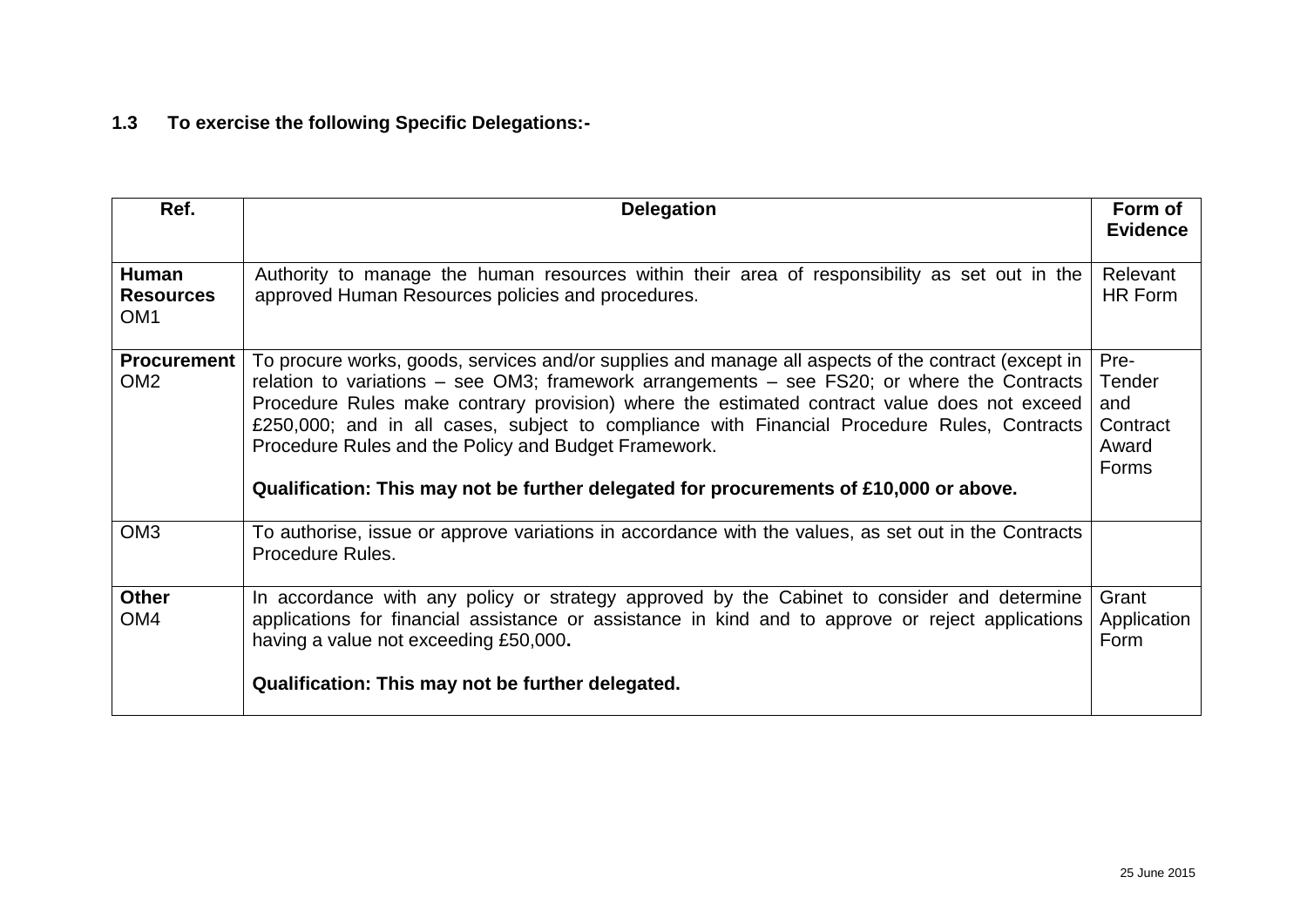**1.3 To exercise the following Specific Delegations:-**

| Ref. | Delegation | Form of Evidence |
|---|---|---|
| **Human Resources** OM1 | Authority to manage the human resources within their area of responsibility as set out in the approved Human Resources policies and procedures. | Relevant HR Form |
| **Procurement** OM2 | To procure works, goods, services and/or supplies and manage all aspects of the contract (except in relation to variations – see OM3; framework arrangements – see FS20; or where the Contracts Procedure Rules make contrary provision) where the estimated contract value does not exceed £250,000; and in all cases, subject to compliance with Financial Procedure Rules, Contracts Procedure Rules and the Policy and Budget Framework.<br><br>**Qualification: This may not be further delegated for procurements of £10,000 or above.** | Pre-Tender and Contract Award Forms |
| OM3 | To authorise, issue or approve variations in accordance with the values, as set out in the Contracts Procedure Rules. | |
| **Other** OM4 | In accordance with any policy or strategy approved by the Cabinet to consider and determine applications for financial assistance or assistance in kind and to approve or reject applications having a value not exceeding £50,000**.**<br><br>**Qualification: This may not be further delegated.** | Grant Application Form |

25 June 2015